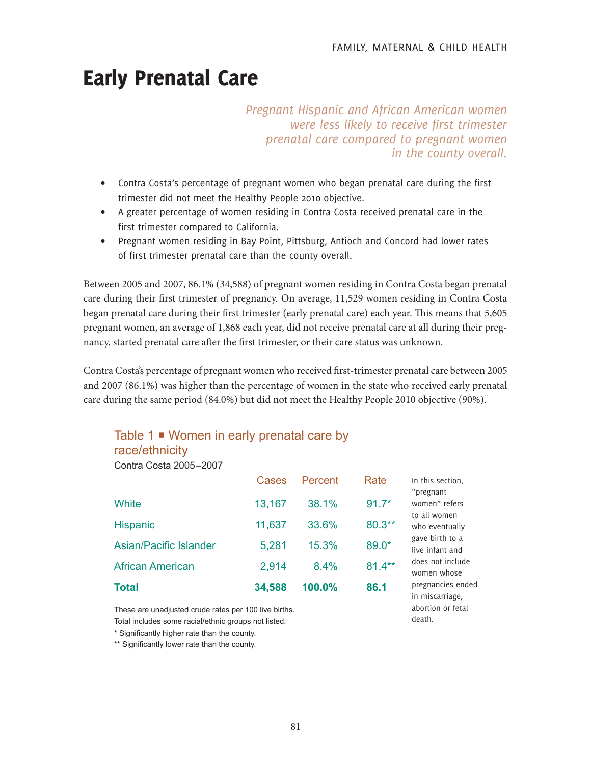# Early Prenatal Care

*Pregnant Hispanic and African American women were less likely to receive first trimester prenatal care compared to pregnant women in the county overall.*

- Contra Costa's percentage of pregnant women who began prenatal care during the first trimester did not meet the Healthy People 2010 objective.
- A greater percentage of women residing in Contra Costa received prenatal care in the first trimester compared to California.
- Pregnant women residing in Bay Point, Pittsburg, Antioch and Concord had lower rates of first trimester prenatal care than the county overall.

Between 2005 and 2007, 86.1% (34,588) of pregnant women residing in Contra Costa began prenatal care during their first trimester of pregnancy. On average, 11,529 women residing in Contra Costa began prenatal care during their first trimester (early prenatal care) each year. This means that 5,605 pregnant women, an average of 1,868 each year, did not receive prenatal care at all during their pregnancy, started prenatal care after the first trimester, or their care status was unknown.

Contra Costa's percentage of pregnant women who received first-trimester prenatal care between 2005 and 2007 (86.1%) was higher than the percentage of women in the state who received early prenatal care during the same period (84.0%) but did not meet the Healthy People 2010 objective (90%).[1]

**Table 1 ■ Women in early prenatal care by race/ethnicity**

Contra Costa 2005–2007

| | Cases | Percent | Rate |
|---|---|---|---|
| White | 13,167 | 38.1% | 91.7* |
| Hispanic | 11,637 | 33.6% | 80.3** |
| Asian/Pacific Islander | 5,281 | 15.3% | 89.0* |
| African American | 2,914 | 8.4% | 81.4** |
| **Total** | **34,588** | **100.0%** | **86.1** |

These are unadjusted crude rates per 100 live births.
Total includes some racial/ethnic groups not listed.
* Significantly higher rate than the county.
** Significantly lower rate than the county.

In this section, "pregnant women" refers to all women who eventually gave birth to a live infant and does not include women whose pregnancies ended in miscarriage, abortion or fetal death.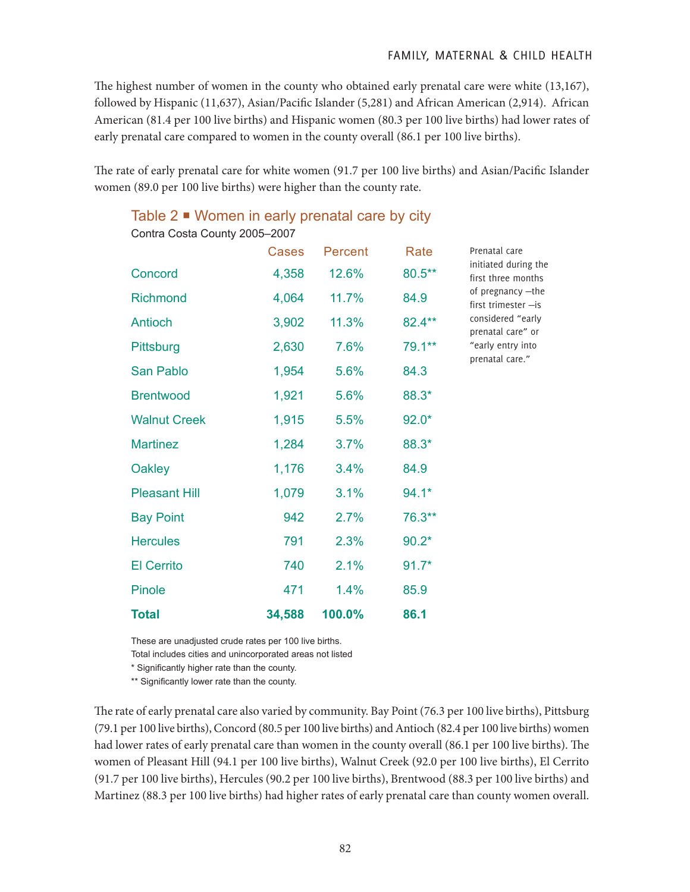The highest number of women in the county who obtained early prenatal care were white (13,167), followed by Hispanic (11,637), Asian/Pacific Islander (5,281) and African American (2,914). African American (81.4 per 100 live births) and Hispanic women (80.3 per 100 live births) had lower rates of early prenatal care compared to women in the county overall (86.1 per 100 live births).

The rate of early prenatal care for white women (91.7 per 100 live births) and Asian/Pacific Islander women (89.0 per 100 live births) were higher than the county rate.

## Table 2 ■ Women in early prenatal care by city

Contra Costa County 2005–2007

| | Cases | Percent | Rate |
|---|---|---|---|
| Concord | 4,358 | 12.6% | 80.5** |
| Richmond | 4,064 | 11.7% | 84.9 |
| Antioch | 3,902 | 11.3% | 82.4** |
| Pittsburg | 2,630 | 7.6% | 79.1** |
| San Pablo | 1,954 | 5.6% | 84.3 |
| Brentwood | 1,921 | 5.6% | 88.3* |
| Walnut Creek | 1,915 | 5.5% | 92.0* |
| Martinez | 1,284 | 3.7% | 88.3* |
| Oakley | 1,176 | 3.4% | 84.9 |
| Pleasant Hill | 1,079 | 3.1% | 94.1* |
| Bay Point | 942 | 2.7% | 76.3** |
| Hercules | 791 | 2.3% | 90.2* |
| El Cerrito | 740 | 2.1% | 91.7* |
| Pinole | 471 | 1.4% | 85.9 |
| **Total** | **34,588** | **100.0%** | **86.1** |

These are unadjusted crude rates per 100 live births.
Total includes cities and unincorporated areas not listed
* Significantly higher rate than the county.
** Significantly lower rate than the county.

Prenatal care initiated during the first three months of pregnancy —the first trimester —is considered "early prenatal care" or "early entry into prenatal care."

The rate of early prenatal care also varied by community. Bay Point (76.3 per 100 live births), Pittsburg (79.1 per 100 live births), Concord (80.5 per 100 live births) and Antioch (82.4 per 100 live births) women had lower rates of early prenatal care than women in the county overall (86.1 per 100 live births). The women of Pleasant Hill (94.1 per 100 live births), Walnut Creek (92.0 per 100 live births), El Cerrito (91.7 per 100 live births), Hercules (90.2 per 100 live births), Brentwood (88.3 per 100 live births) and Martinez (88.3 per 100 live births) had higher rates of early prenatal care than county women overall.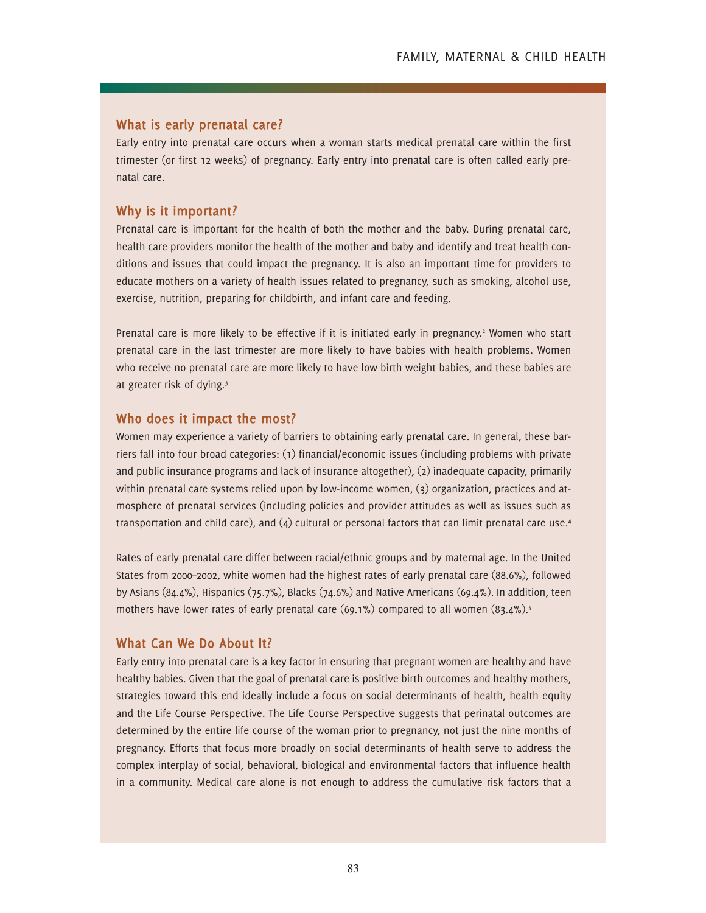## What is early prenatal care?

Early entry into prenatal care occurs when a woman starts medical prenatal care within the first trimester (or first 12 weeks) of pregnancy. Early entry into prenatal care is often called early prenatal care.

## Why is it important?

Prenatal care is important for the health of both the mother and the baby. During prenatal care, health care providers monitor the health of the mother and baby and identify and treat health conditions and issues that could impact the pregnancy. It is also an important time for providers to educate mothers on a variety of health issues related to pregnancy, such as smoking, alcohol use, exercise, nutrition, preparing for childbirth, and infant care and feeding.

Prenatal care is more likely to be effective if it is initiated early in pregnancy.[2] Women who start prenatal care in the last trimester are more likely to have babies with health problems. Women who receive no prenatal care are more likely to have low birth weight babies, and these babies are at greater risk of dying.[3]

## Who does it impact the most?

Women may experience a variety of barriers to obtaining early prenatal care. In general, these barriers fall into four broad categories: (1) financial/economic issues (including problems with private and public insurance programs and lack of insurance altogether), (2) inadequate capacity, primarily within prenatal care systems relied upon by low-income women, (3) organization, practices and atmosphere of prenatal services (including policies and provider attitudes as well as issues such as transportation and child care), and (4) cultural or personal factors that can limit prenatal care use.[4]

Rates of early prenatal care differ between racial/ethnic groups and by maternal age. In the United States from 2000–2002, white women had the highest rates of early prenatal care (88.6%), followed by Asians (84.4%), Hispanics (75.7%), Blacks (74.6%) and Native Americans (69.4%). In addition, teen mothers have lower rates of early prenatal care (69.1%) compared to all women (83.4%).[5]

## What Can We Do About It?

Early entry into prenatal care is a key factor in ensuring that pregnant women are healthy and have healthy babies. Given that the goal of prenatal care is positive birth outcomes and healthy mothers, strategies toward this end ideally include a focus on social determinants of health, health equity and the Life Course Perspective. The Life Course Perspective suggests that perinatal outcomes are determined by the entire life course of the woman prior to pregnancy, not just the nine months of pregnancy. Efforts that focus more broadly on social determinants of health serve to address the complex interplay of social, behavioral, biological and environmental factors that influence health in a community. Medical care alone is not enough to address the cumulative risk factors that a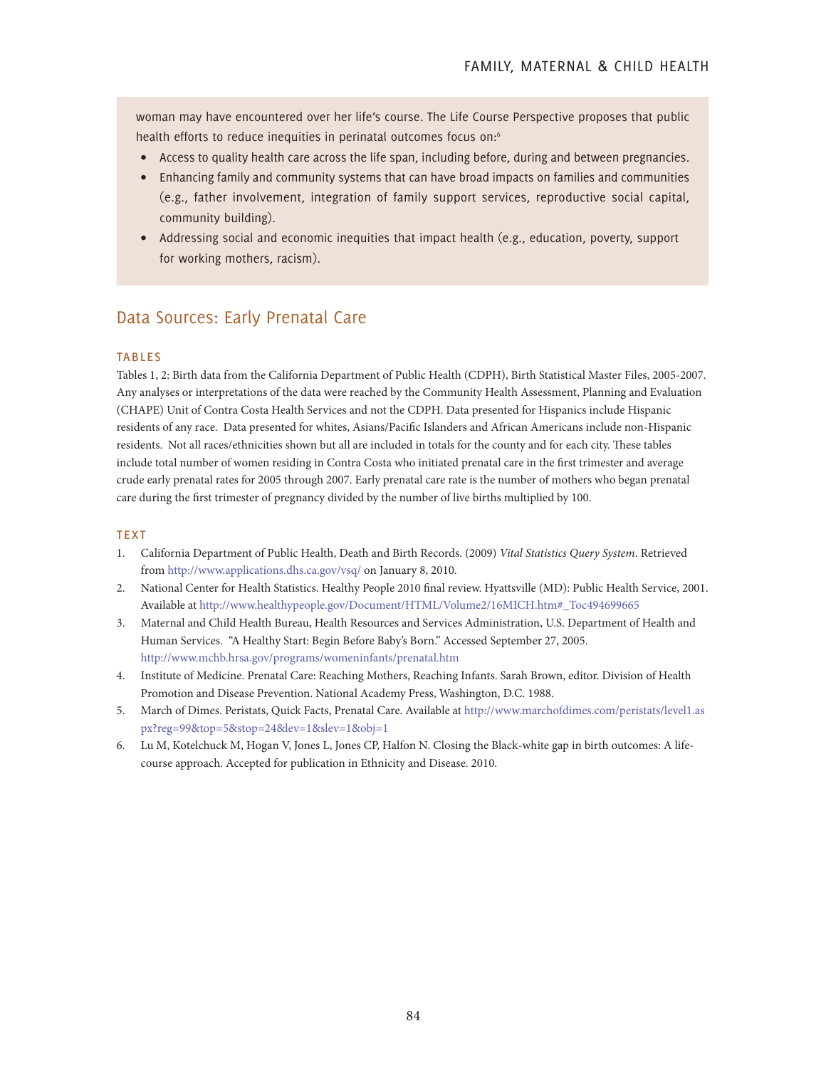woman may have encountered over her life's course. The Life Course Perspective proposes that public health efforts to reduce inequities in perinatal outcomes focus on:[6]

- Access to quality health care across the life span, including before, during and between pregnancies.
- Enhancing family and community systems that can have broad impacts on families and communities (e.g., father involvement, integration of family support services, reproductive social capital, community building).
- Addressing social and economic inequities that impact health (e.g., education, poverty, support for working mothers, racism).

## Data Sources: Early Prenatal Care

### TABLES

Tables 1, 2: Birth data from the California Department of Public Health (CDPH), Birth Statistical Master Files, 2005-2007. Any analyses or interpretations of the data were reached by the Community Health Assessment, Planning and Evaluation (CHAPE) Unit of Contra Costa Health Services and not the CDPH. Data presented for Hispanics include Hispanic residents of any race. Data presented for whites, Asians/Pacific Islanders and African Americans include non-Hispanic residents. Not all races/ethnicities shown but all are included in totals for the county and for each city. These tables include total number of women residing in Contra Costa who initiated prenatal care in the first trimester and average crude early prenatal rates for 2005 through 2007. Early prenatal care rate is the number of mothers who began prenatal care during the first trimester of pregnancy divided by the number of live births multiplied by 100.

### TEXT

1. California Department of Public Health, Death and Birth Records. (2009) *Vital Statistics Query System*. Retrieved from http://www.applications.dhs.ca.gov/vsq/ on January 8, 2010.
2. National Center for Health Statistics. Healthy People 2010 final review. Hyattsville (MD): Public Health Service, 2001. Available at http://www.healthypeople.gov/Document/HTML/Volume2/16MICH.htm#_Toc494699665
3. Maternal and Child Health Bureau, Health Resources and Services Administration, U.S. Department of Health and Human Services. "A Healthy Start: Begin Before Baby's Born." Accessed September 27, 2005. http://www.mchb.hrsa.gov/programs/womeninfants/prenatal.htm
4. Institute of Medicine. Prenatal Care: Reaching Mothers, Reaching Infants. Sarah Brown, editor. Division of Health Promotion and Disease Prevention. National Academy Press, Washington, D.C. 1988.
5. March of Dimes. Peristats, Quick Facts, Prenatal Care. Available at http://www.marchofdimes.com/peristats/level1.aspx?reg=99&top=5&stop=24&lev=1&slev=1&obj=1
6. Lu M, Kotelchuck M, Hogan V, Jones L, Jones CP, Halfon N. Closing the Black-white gap in birth outcomes: A life-course approach. Accepted for publication in Ethnicity and Disease. 2010.